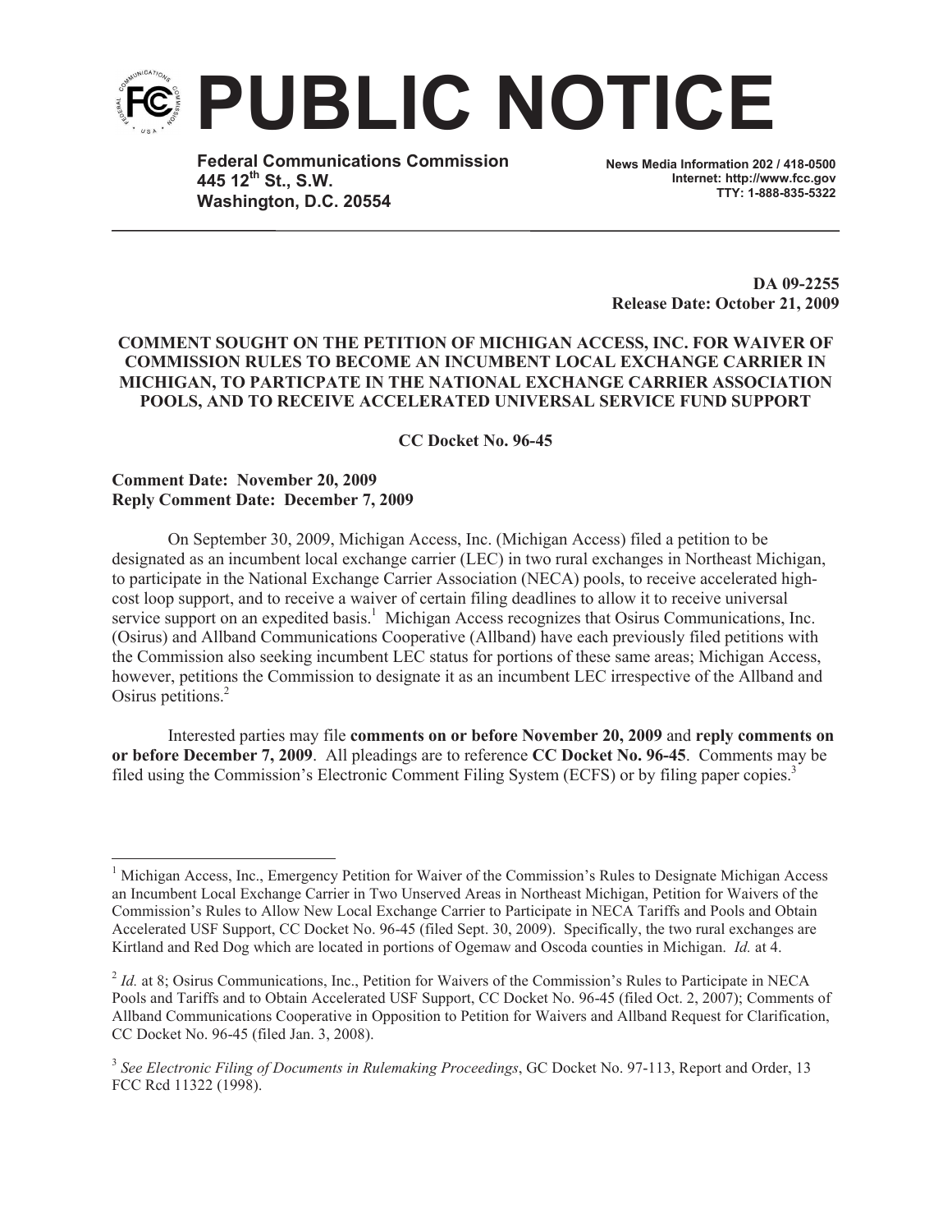# PUBLIC NOTICE

**Federal Communications Commission**
**445 12th St., S.W.**
**Washington, D.C. 20554**

**News Media Information 202 / 418-0500**
**Internet: http://www.fcc.gov**
**TTY: 1-888-835-5322**

**DA 09-2255**
**Release Date: October 21, 2009**

**COMMENT SOUGHT ON THE PETITION OF MICHIGAN ACCESS, INC. FOR WAIVER OF COMMISSION RULES TO BECOME AN INCUMBENT LOCAL EXCHANGE CARRIER IN MICHIGAN, TO PARTICPATE IN THE NATIONAL EXCHANGE CARRIER ASSOCIATION POOLS, AND TO RECEIVE ACCELERATED UNIVERSAL SERVICE FUND SUPPORT**

**CC Docket No. 96-45**

**Comment Date: November 20, 2009**
**Reply Comment Date: December 7, 2009**

On September 30, 2009, Michigan Access, Inc. (Michigan Access) filed a petition to be designated as an incumbent local exchange carrier (LEC) in two rural exchanges in Northeast Michigan, to participate in the National Exchange Carrier Association (NECA) pools, to receive accelerated high-cost loop support, and to receive a waiver of certain filing deadlines to allow it to receive universal service support on an expedited basis.[1] Michigan Access recognizes that Osirus Communications, Inc. (Osirus) and Allband Communications Cooperative (Allband) have each previously filed petitions with the Commission also seeking incumbent LEC status for portions of these same areas; Michigan Access, however, petitions the Commission to designate it as an incumbent LEC irrespective of the Allband and Osirus petitions.[2]

Interested parties may file **comments on or before November 20, 2009** and **reply comments on or before December 7, 2009**. All pleadings are to reference **CC Docket No. 96-45**. Comments may be filed using the Commission's Electronic Comment Filing System (ECFS) or by filing paper copies.[3]

---

[1] Michigan Access, Inc., Emergency Petition for Waiver of the Commission's Rules to Designate Michigan Access an Incumbent Local Exchange Carrier in Two Unserved Areas in Northeast Michigan, Petition for Waivers of the Commission's Rules to Allow New Local Exchange Carrier to Participate in NECA Tariffs and Pools and Obtain Accelerated USF Support, CC Docket No. 96-45 (filed Sept. 30, 2009). Specifically, the two rural exchanges are Kirtland and Red Dog which are located in portions of Ogemaw and Oscoda counties in Michigan. *Id.* at 4.

[2] *Id.* at 8; Osirus Communications, Inc., Petition for Waivers of the Commission's Rules to Participate in NECA Pools and Tariffs and to Obtain Accelerated USF Support, CC Docket No. 96-45 (filed Oct. 2, 2007); Comments of Allband Communications Cooperative in Opposition to Petition for Waivers and Allband Request for Clarification, CC Docket No. 96-45 (filed Jan. 3, 2008).

[3] *See Electronic Filing of Documents in Rulemaking Proceedings*, GC Docket No. 97-113, Report and Order, 13 FCC Rcd 11322 (1998).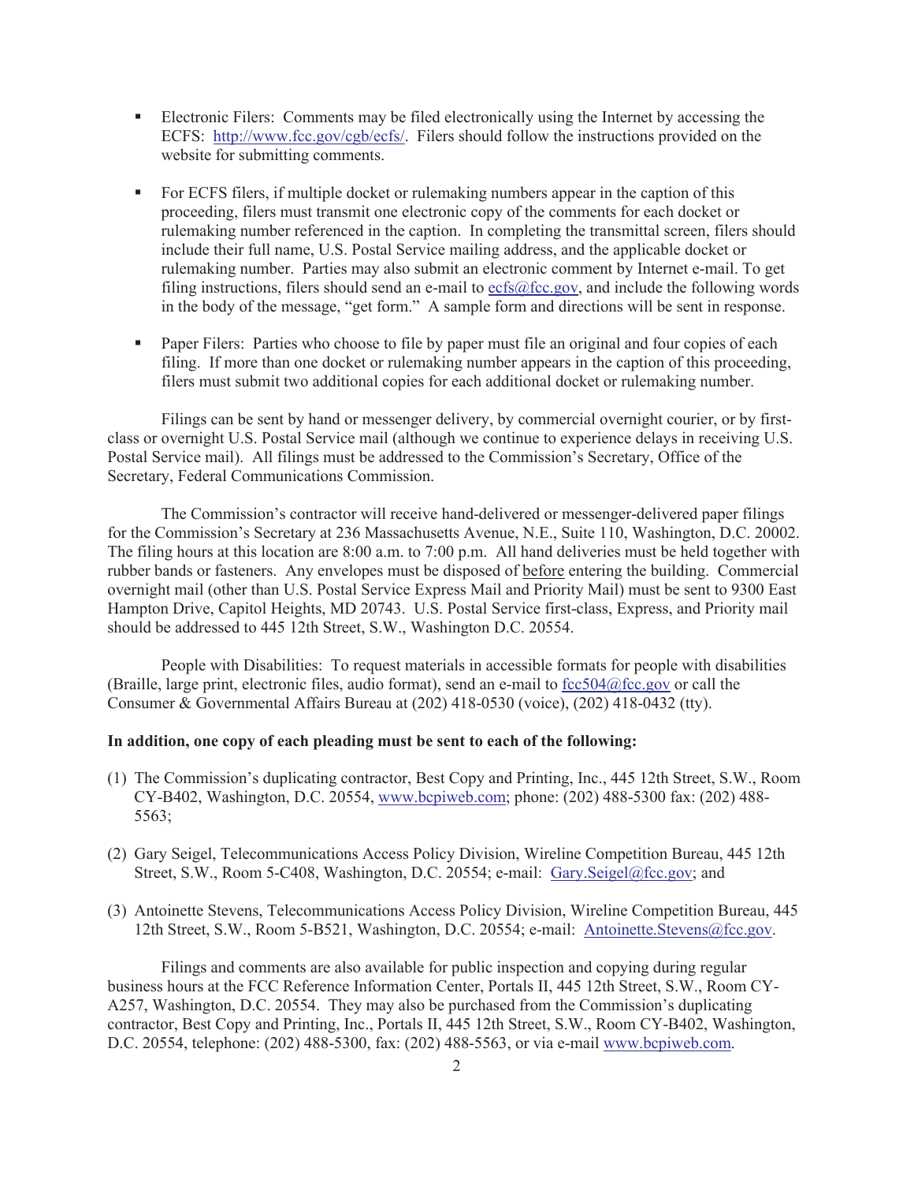- Electronic Filers: Comments may be filed electronically using the Internet by accessing the ECFS: http://www.fcc.gov/cgb/ecfs/. Filers should follow the instructions provided on the website for submitting comments.

- For ECFS filers, if multiple docket or rulemaking numbers appear in the caption of this proceeding, filers must transmit one electronic copy of the comments for each docket or rulemaking number referenced in the caption. In completing the transmittal screen, filers should include their full name, U.S. Postal Service mailing address, and the applicable docket or rulemaking number. Parties may also submit an electronic comment by Internet e-mail. To get filing instructions, filers should send an e-mail to ecfs@fcc.gov, and include the following words in the body of the message, "get form." A sample form and directions will be sent in response.

- Paper Filers: Parties who choose to file by paper must file an original and four copies of each filing. If more than one docket or rulemaking number appears in the caption of this proceeding, filers must submit two additional copies for each additional docket or rulemaking number.

Filings can be sent by hand or messenger delivery, by commercial overnight courier, or by first-class or overnight U.S. Postal Service mail (although we continue to experience delays in receiving U.S. Postal Service mail). All filings must be addressed to the Commission's Secretary, Office of the Secretary, Federal Communications Commission.

The Commission's contractor will receive hand-delivered or messenger-delivered paper filings for the Commission's Secretary at 236 Massachusetts Avenue, N.E., Suite 110, Washington, D.C. 20002. The filing hours at this location are 8:00 a.m. to 7:00 p.m. All hand deliveries must be held together with rubber bands or fasteners. Any envelopes must be disposed of before entering the building. Commercial overnight mail (other than U.S. Postal Service Express Mail and Priority Mail) must be sent to 9300 East Hampton Drive, Capitol Heights, MD 20743. U.S. Postal Service first-class, Express, and Priority mail should be addressed to 445 12th Street, S.W., Washington D.C. 20554.

People with Disabilities: To request materials in accessible formats for people with disabilities (Braille, large print, electronic files, audio format), send an e-mail to fcc504@fcc.gov or call the Consumer & Governmental Affairs Bureau at (202) 418-0530 (voice), (202) 418-0432 (tty).

**In addition, one copy of each pleading must be sent to each of the following:**

(1) The Commission's duplicating contractor, Best Copy and Printing, Inc., 445 12th Street, S.W., Room CY-B402, Washington, D.C. 20554, www.bcpiweb.com; phone: (202) 488-5300 fax: (202) 488-5563;

(2) Gary Seigel, Telecommunications Access Policy Division, Wireline Competition Bureau, 445 12th Street, S.W., Room 5-C408, Washington, D.C. 20554; e-mail: Gary.Seigel@fcc.gov; and

(3) Antoinette Stevens, Telecommunications Access Policy Division, Wireline Competition Bureau, 445 12th Street, S.W., Room 5-B521, Washington, D.C. 20554; e-mail: Antoinette.Stevens@fcc.gov.

Filings and comments are also available for public inspection and copying during regular business hours at the FCC Reference Information Center, Portals II, 445 12th Street, S.W., Room CY-A257, Washington, D.C. 20554. They may also be purchased from the Commission's duplicating contractor, Best Copy and Printing, Inc., Portals II, 445 12th Street, S.W., Room CY-B402, Washington, D.C. 20554, telephone: (202) 488-5300, fax: (202) 488-5563, or via e-mail www.bcpiweb.com.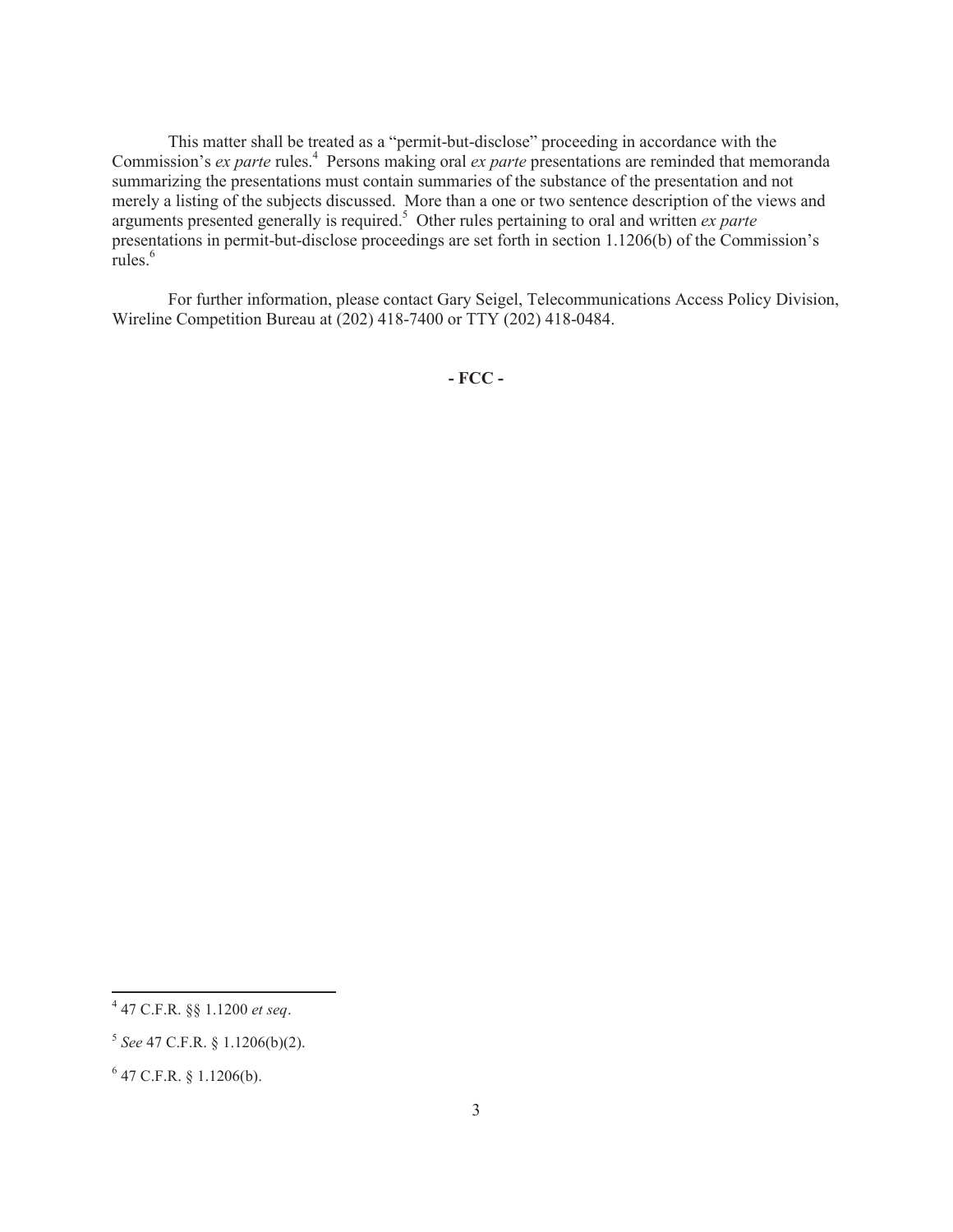This matter shall be treated as a "permit-but-disclose" proceeding in accordance with the Commission's *ex parte* rules.[4] Persons making oral *ex parte* presentations are reminded that memoranda summarizing the presentations must contain summaries of the substance of the presentation and not merely a listing of the subjects discussed. More than a one or two sentence description of the views and arguments presented generally is required.[5] Other rules pertaining to oral and written *ex parte* presentations in permit-but-disclose proceedings are set forth in section 1.1206(b) of the Commission's rules.[6]

For further information, please contact Gary Seigel, Telecommunications Access Policy Division, Wireline Competition Bureau at (202) 418-7400 or TTY (202) 418-0484.

**- FCC -**

---

[4] 47 C.F.R. §§ 1.1200 *et seq*.

[5] *See* 47 C.F.R. § 1.1206(b)(2).

[6] 47 C.F.R. § 1.1206(b).